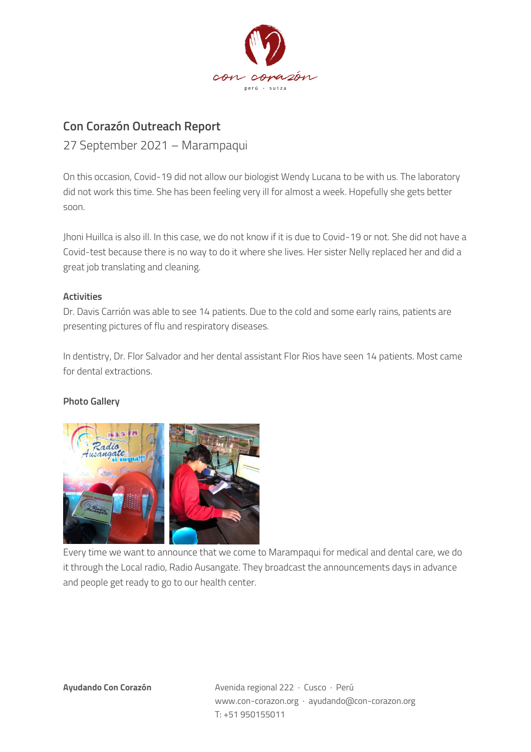# Con Corazón Outreach Report

27 September 2021 – Marampaqui

On this occasion, Covid-19 did not allow our biologist Wendy Lucana to be with us. The laboratory did not work this time. She has been feeling very ill for almost a week. Hopefully she gets better soon.

Jhoni Huillca is also ill. In this case, we do not know if it is due to Covid-19 or not. She did not have a Covid-test because there is no way to do it where she lives. Her sister Nelly replaced her and did a great job translating and cleaning.

### Activities

Dr. Davis Carrión was able to see 14 patients. Due to the cold and some early rains, patients are presenting pictures of flu and respiratory diseases.

In dentistry, Dr. Flor Salvador and her dental assistant Flor Rios have seen 14 patients. Most came for dental extractions.

### Photo Gallery

Every time we want to announce that we come to Marampaqui for medical and dental care, we do it through the Local radio, Radio Ausangate. They broadcast the announcements days in advance and people get ready to go to our health center.

**Ayudando Con Corazón**

Avenida regional 222 · Cusco · Perú
www.con-corazon.org · ayudando@con-corazon.org
T: +51 950155011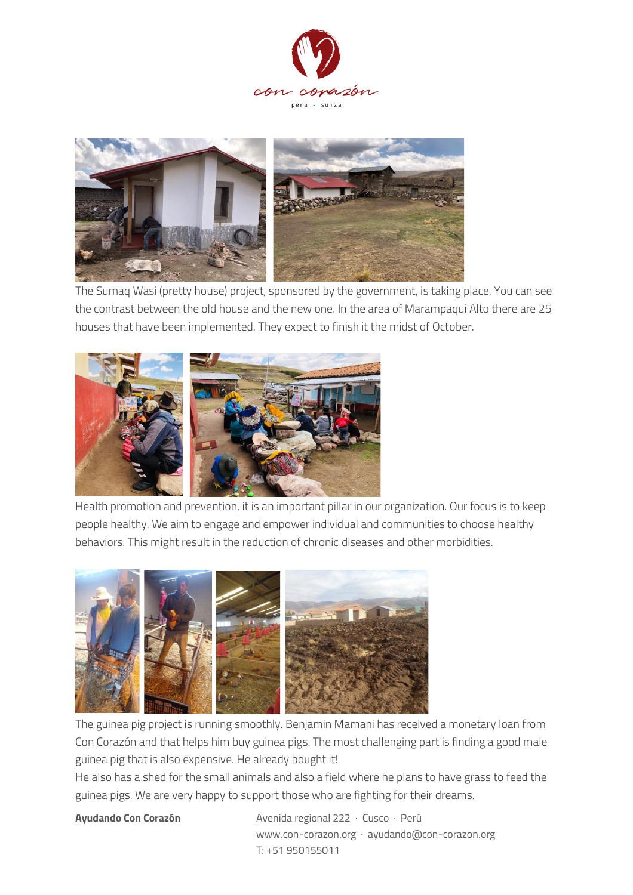The Sumaq Wasi (pretty house) project, sponsored by the government, is taking place. You can see the contrast between the old house and the new one. In the area of Marampaqui Alto there are 25 houses that have been implemented. They expect to finish it the midst of October.

Health promotion and prevention, it is an important pillar in our organization. Our focus is to keep people healthy. We aim to engage and empower individual and communities to choose healthy behaviors. This might result in the reduction of chronic diseases and other morbidities.

The guinea pig project is running smoothly. Benjamin Mamani has received a monetary loan from Con Corazón and that helps him buy guinea pigs. The most challenging part is finding a good male guinea pig that is also expensive. He already bought it!

He also has a shed for the small animals and also a field where he plans to have grass to feed the guinea pigs. We are very happy to support those who are fighting for their dreams.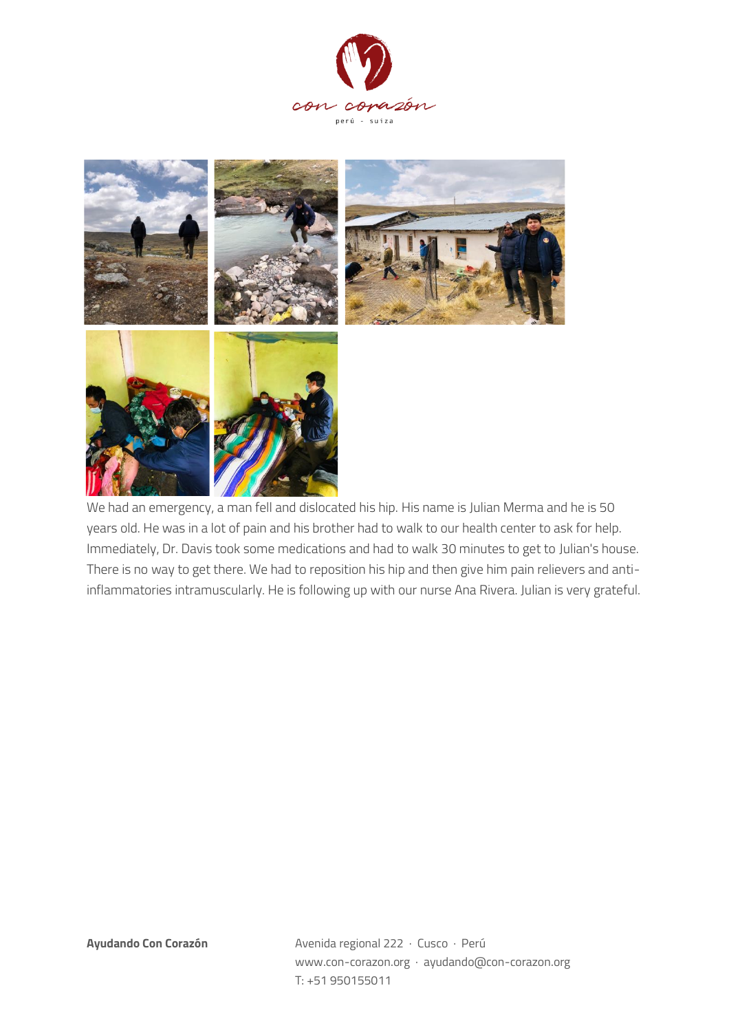We had an emergency, a man fell and dislocated his hip. His name is Julian Merma and he is 50 years old. He was in a lot of pain and his brother had to walk to our health center to ask for help. Immediately, Dr. Davis took some medications and had to walk 30 minutes to get to Julian's house. There is no way to get there. We had to reposition his hip and then give him pain relievers and anti-inflammatories intramuscularly. He is following up with our nurse Ana Rivera. Julian is very grateful.

**Ayudando Con Corazón**

Avenida regional 222 · Cusco · Perú
www.con-corazon.org · ayudando@con-corazon.org
T: +51 950155011